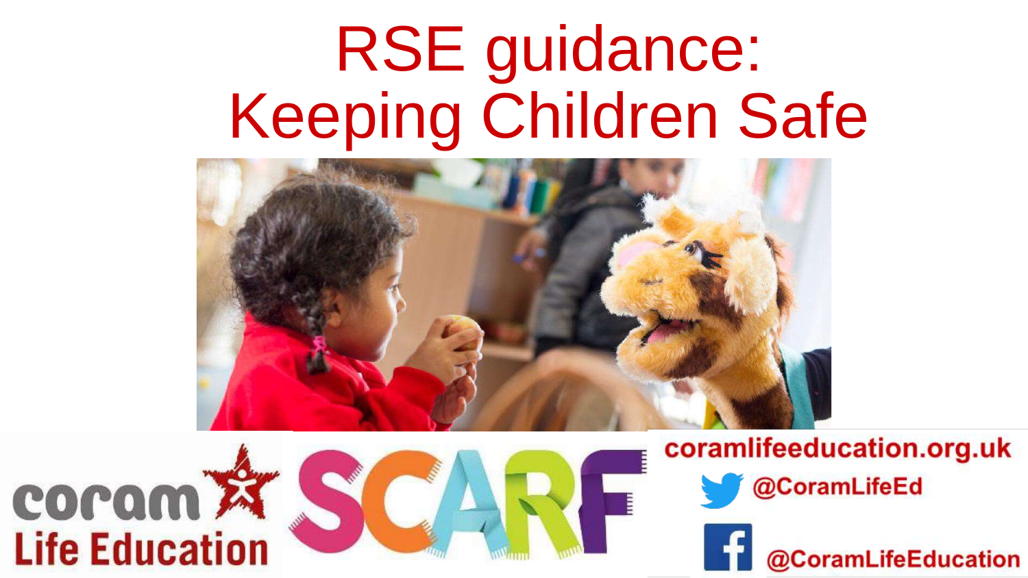# RSE guidance: Keeping Children Safe

coram Life Education

SCARF

coramlifeeducation.org.uk

@CoramLifeEd

@CoramLifeEducation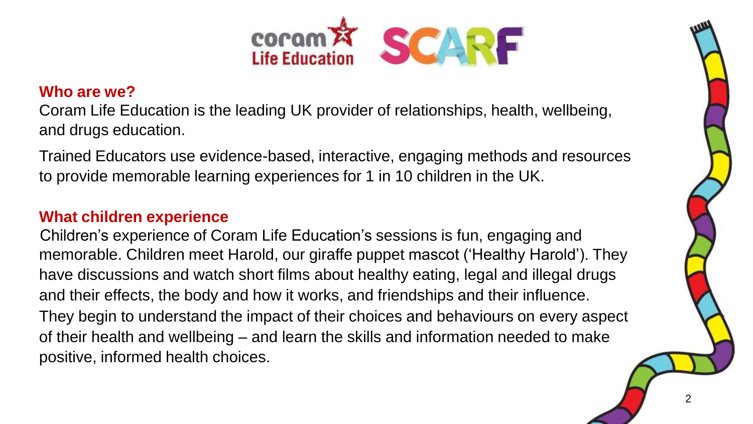## Who are we?

Coram Life Education is the leading UK provider of relationships, health, wellbeing, and drugs education.

Trained Educators use evidence-based, interactive, engaging methods and resources to provide memorable learning experiences for 1 in 10 children in the UK.

## What children experience

Children's experience of Coram Life Education's sessions is fun, engaging and memorable. Children meet Harold, our giraffe puppet mascot ('Healthy Harold'). They have discussions and watch short films about healthy eating, legal and illegal drugs and their effects, the body and how it works, and friendships and their influence. They begin to understand the impact of their choices and behaviours on every aspect of their health and wellbeing – and learn the skills and information needed to make positive, informed health choices.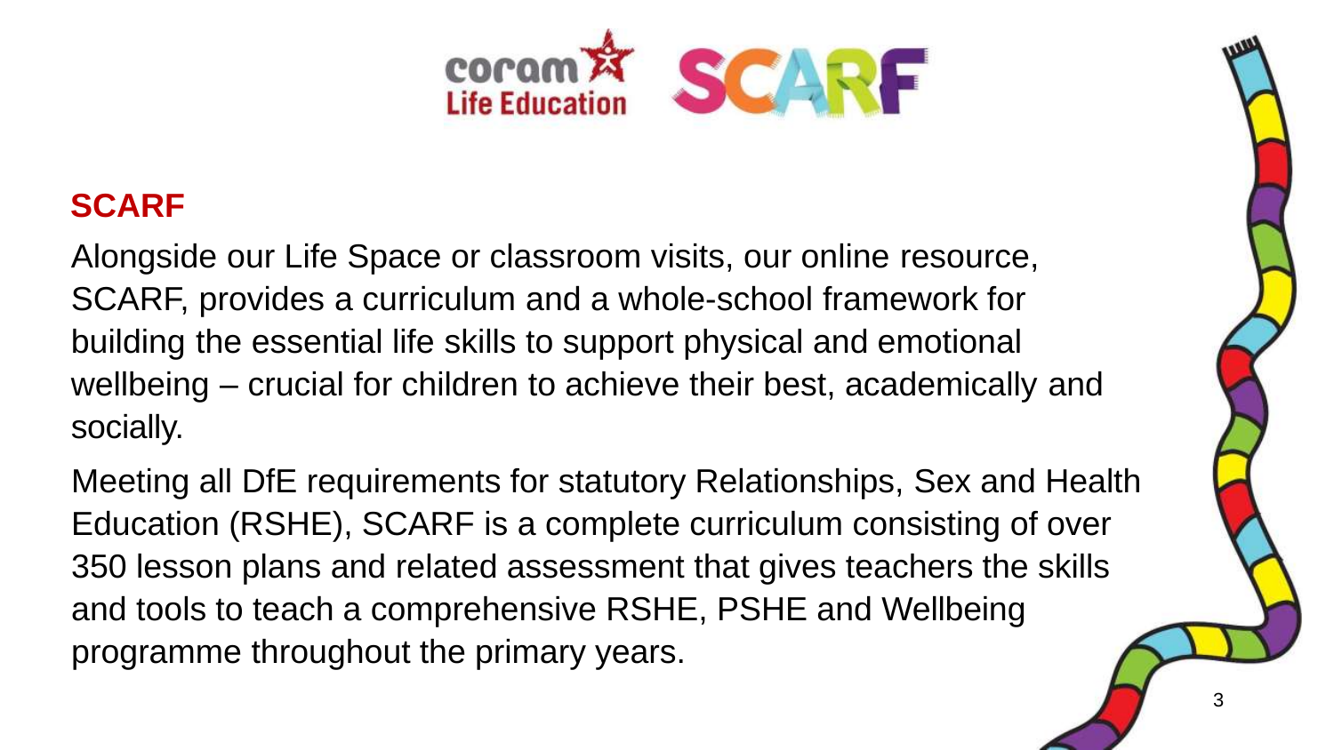## SCARF

Alongside our Life Space or classroom visits, our online resource, SCARF, provides a curriculum and a whole-school framework for building the essential life skills to support physical and emotional wellbeing – crucial for children to achieve their best, academically and socially.

Meeting all DfE requirements for statutory Relationships, Sex and Health Education (RSHE), SCARF is a complete curriculum consisting of over 350 lesson plans and related assessment that gives teachers the skills and tools to teach a comprehensive RSHE, PSHE and Wellbeing programme throughout the primary years.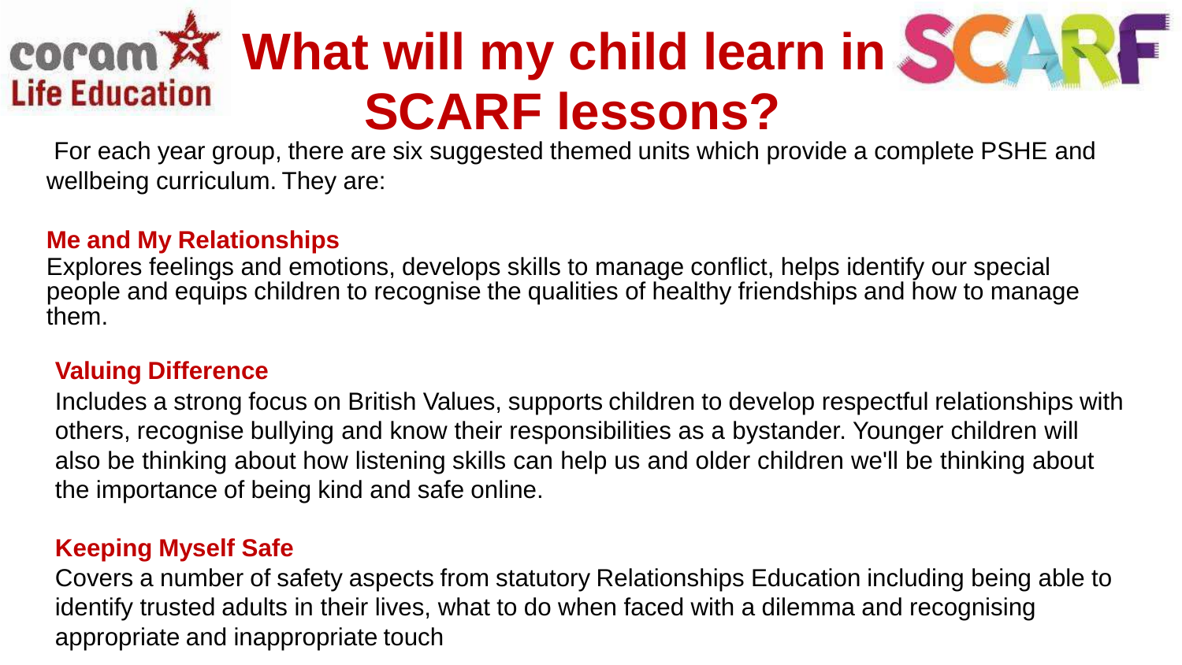# What will my child learn in SCARF lessons?

For each year group, there are six suggested themed units which provide a complete PSHE and wellbeing curriculum. They are:

**Me and My Relationships**

Explores feelings and emotions, develops skills to manage conflict, helps identify our special people and equips children to recognise the qualities of healthy friendships and how to manage them.

**Valuing Difference**

Includes a strong focus on British Values, supports children to develop respectful relationships with others, recognise bullying and know their responsibilities as a bystander. Younger children will also be thinking about how listening skills can help us and older children we'll be thinking about the importance of being kind and safe online.

**Keeping Myself Safe**

Covers a number of safety aspects from statutory Relationships Education including being able to identify trusted adults in their lives, what to do when faced with a dilemma and recognising appropriate and inappropriate touch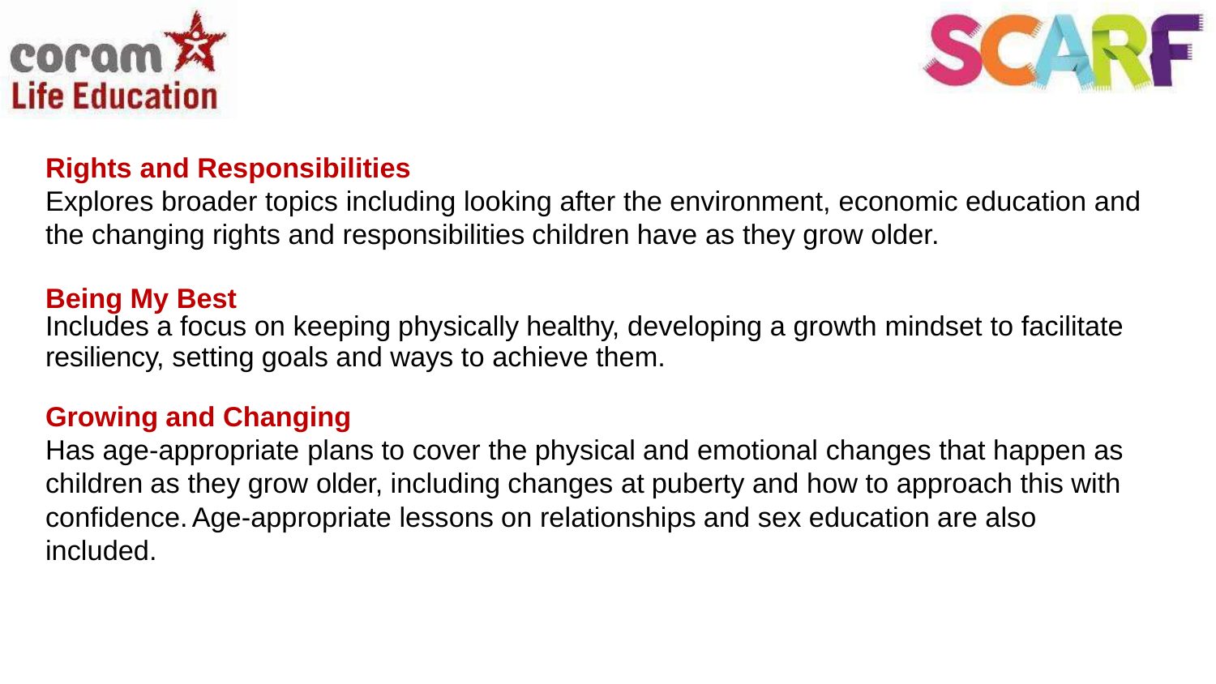## Rights and Responsibilities

Explores broader topics including looking after the environment, economic education and the changing rights and responsibilities children have as they grow older.

## Being My Best

Includes a focus on keeping physically healthy, developing a growth mindset to facilitate resiliency, setting goals and ways to achieve them.

## Growing and Changing

Has age-appropriate plans to cover the physical and emotional changes that happen as children as they grow older, including changes at puberty and how to approach this with confidence. Age-appropriate lessons on relationships and sex education are also included.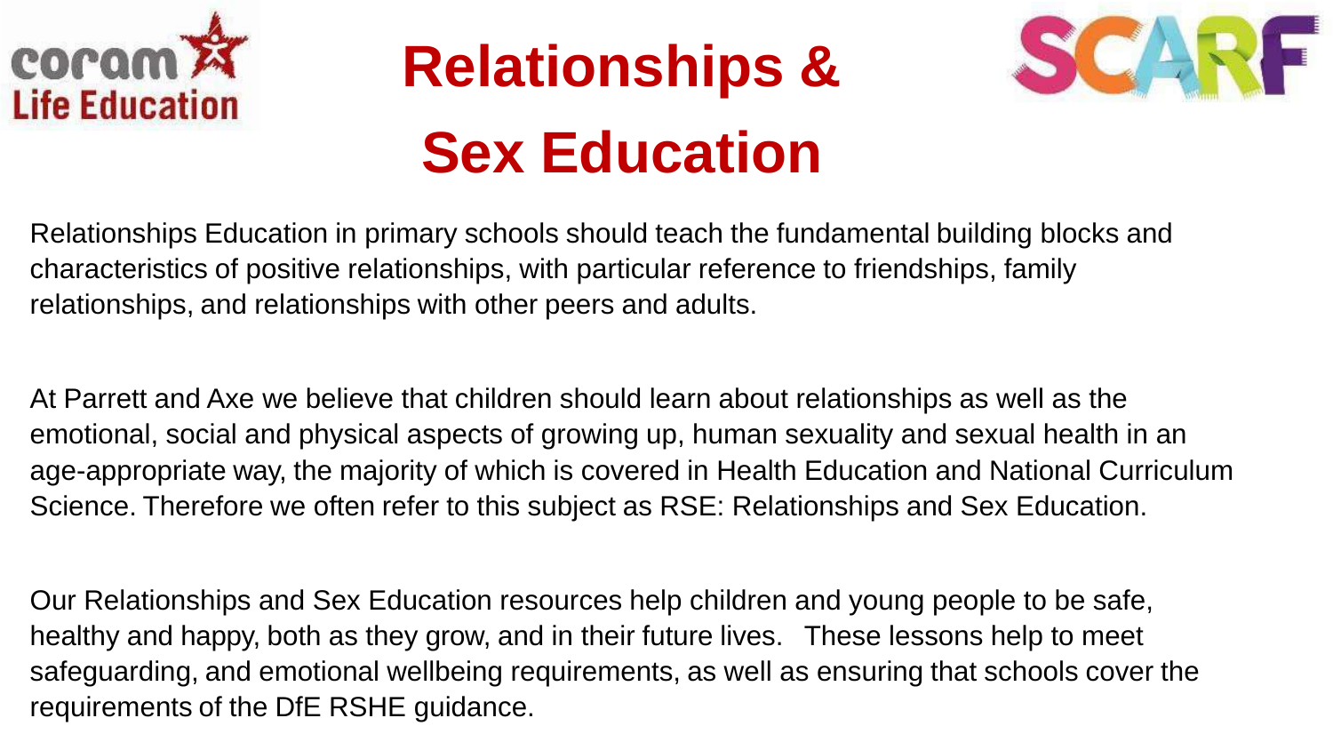# Relationships & Sex Education

Relationships Education in primary schools should teach the fundamental building blocks and characteristics of positive relationships, with particular reference to friendships, family relationships, and relationships with other peers and adults.

At Parrett and Axe we believe that children should learn about relationships as well as the emotional, social and physical aspects of growing up, human sexuality and sexual health in an age-appropriate way, the majority of which is covered in Health Education and National Curriculum Science. Therefore we often refer to this subject as RSE: Relationships and Sex Education.

Our Relationships and Sex Education resources help children and young people to be safe, healthy and happy, both as they grow, and in their future lives. These lessons help to meet safeguarding, and emotional wellbeing requirements, as well as ensuring that schools cover the requirements of the DfE RSHE guidance.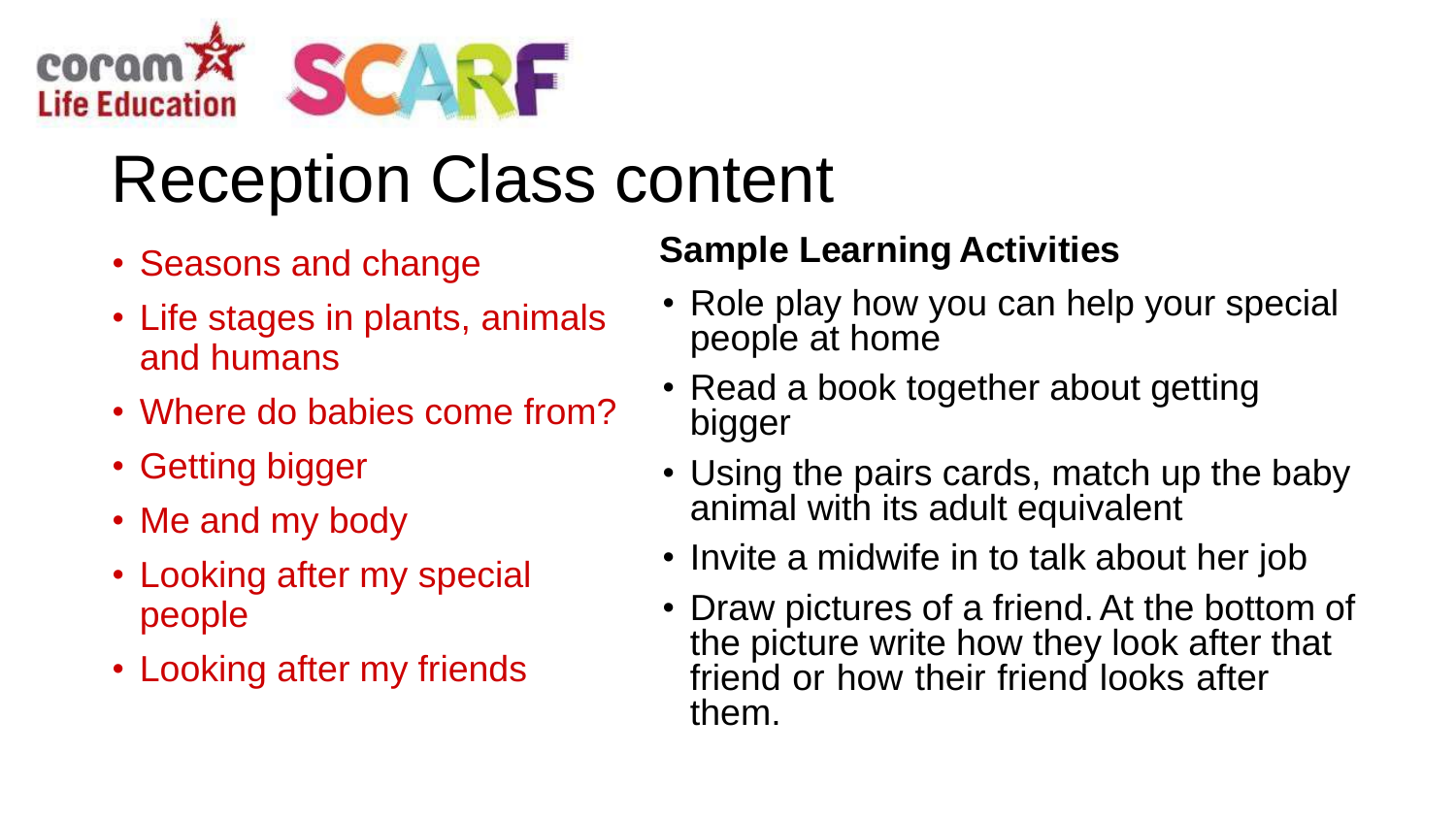# Reception Class content

- Seasons and change
- Life stages in plants, animals and humans
- Where do babies come from?
- Getting bigger
- Me and my body
- Looking after my special people
- Looking after my friends

**Sample Learning Activities**

- Role play how you can help your special people at home
- Read a book together about getting bigger
- Using the pairs cards, match up the baby animal with its adult equivalent
- Invite a midwife in to talk about her job
- Draw pictures of a friend. At the bottom of the picture write how they look after that friend or how their friend looks after them.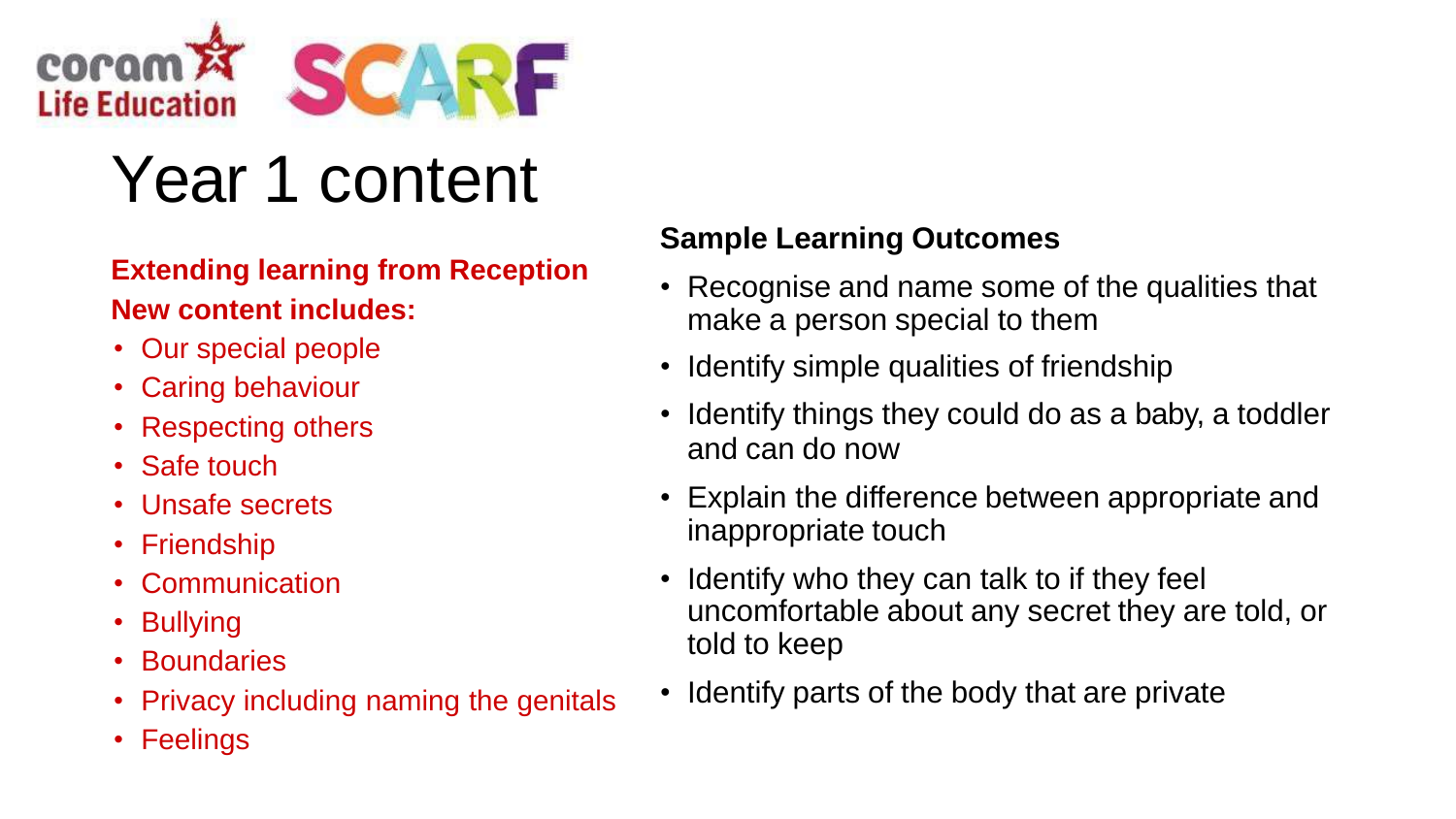# Year 1 content

**Extending learning from Reception**
**New content includes:**

- Our special people
- Caring behaviour
- Respecting others
- Safe touch
- Unsafe secrets
- Friendship
- Communication
- Bullying
- Boundaries
- Privacy including naming the genitals
- Feelings

**Sample Learning Outcomes**

- Recognise and name some of the qualities that make a person special to them
- Identify simple qualities of friendship
- Identify things they could do as a baby, a toddler and can do now
- Explain the difference between appropriate and inappropriate touch
- Identify who they can talk to if they feel uncomfortable about any secret they are told, or told to keep
- Identify parts of the body that are private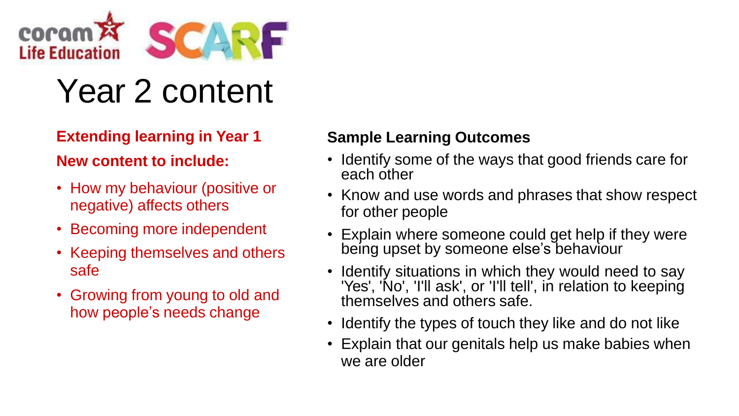coram Life Education SCARF

# Year 2 content

**Extending learning in Year 1**

**New content to include:**

- How my behaviour (positive or negative) affects others
- Becoming more independent
- Keeping themselves and others safe
- Growing from young to old and how people's needs change

**Sample Learning Outcomes**

- Identify some of the ways that good friends care for each other
- Know and use words and phrases that show respect for other people
- Explain where someone could get help if they were being upset by someone else's behaviour
- Identify situations in which they would need to say 'Yes', 'No', 'I'll ask', or 'I'll tell', in relation to keeping themselves and others safe.
- Identify the types of touch they like and do not like
- Explain that our genitals help us make babies when we are older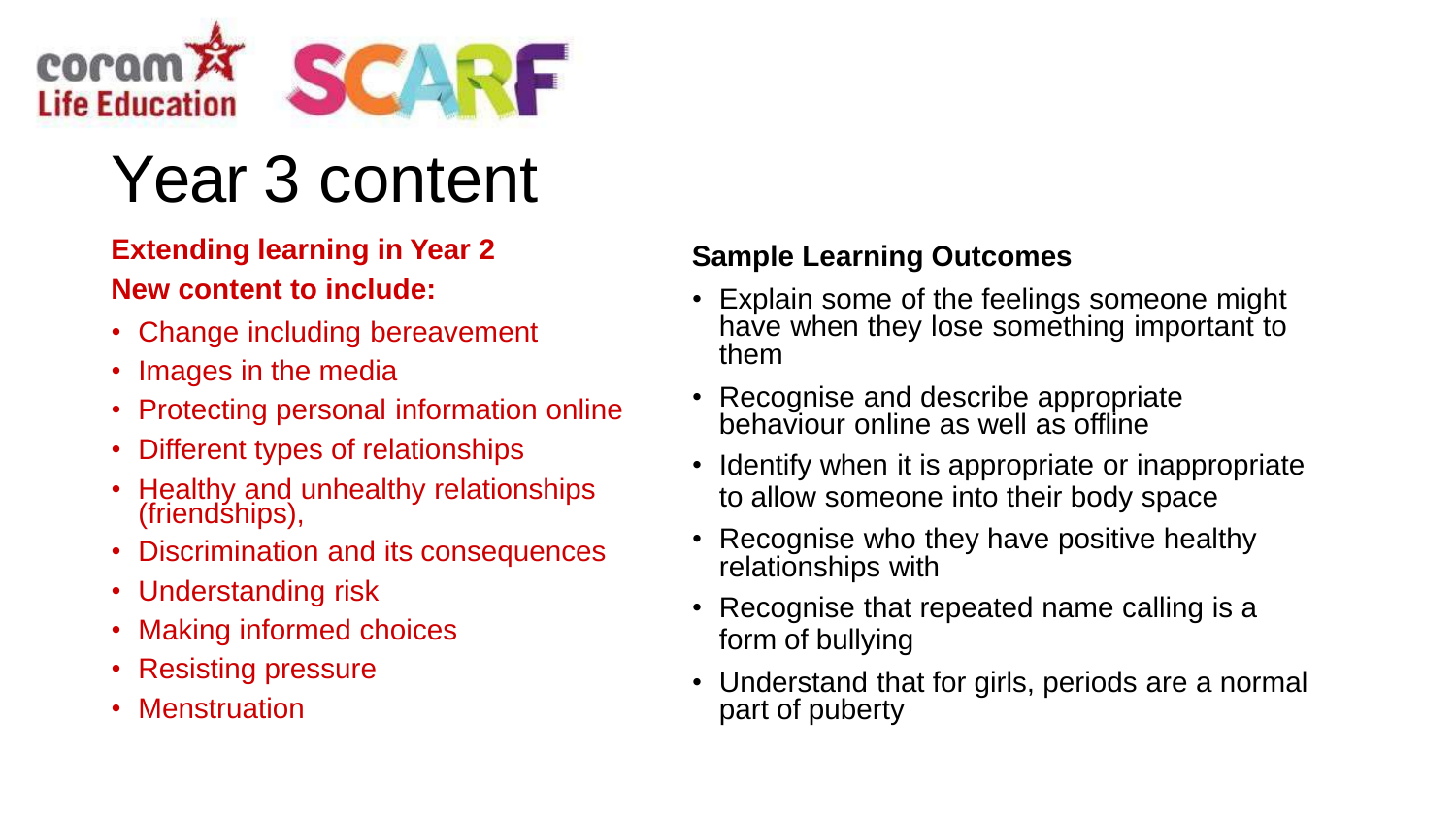# Year 3 content

**Extending learning in Year 2**

**New content to include:**

- Change including bereavement
- Images in the media
- Protecting personal information online
- Different types of relationships
- Healthy and unhealthy relationships (friendships),
- Discrimination and its consequences
- Understanding risk
- Making informed choices
- Resisting pressure
- Menstruation

**Sample Learning Outcomes**

- Explain some of the feelings someone might have when they lose something important to them
- Recognise and describe appropriate behaviour online as well as offline
- Identify when it is appropriate or inappropriate to allow someone into their body space
- Recognise who they have positive healthy relationships with
- Recognise that repeated name calling is a form of bullying
- Understand that for girls, periods are a normal part of puberty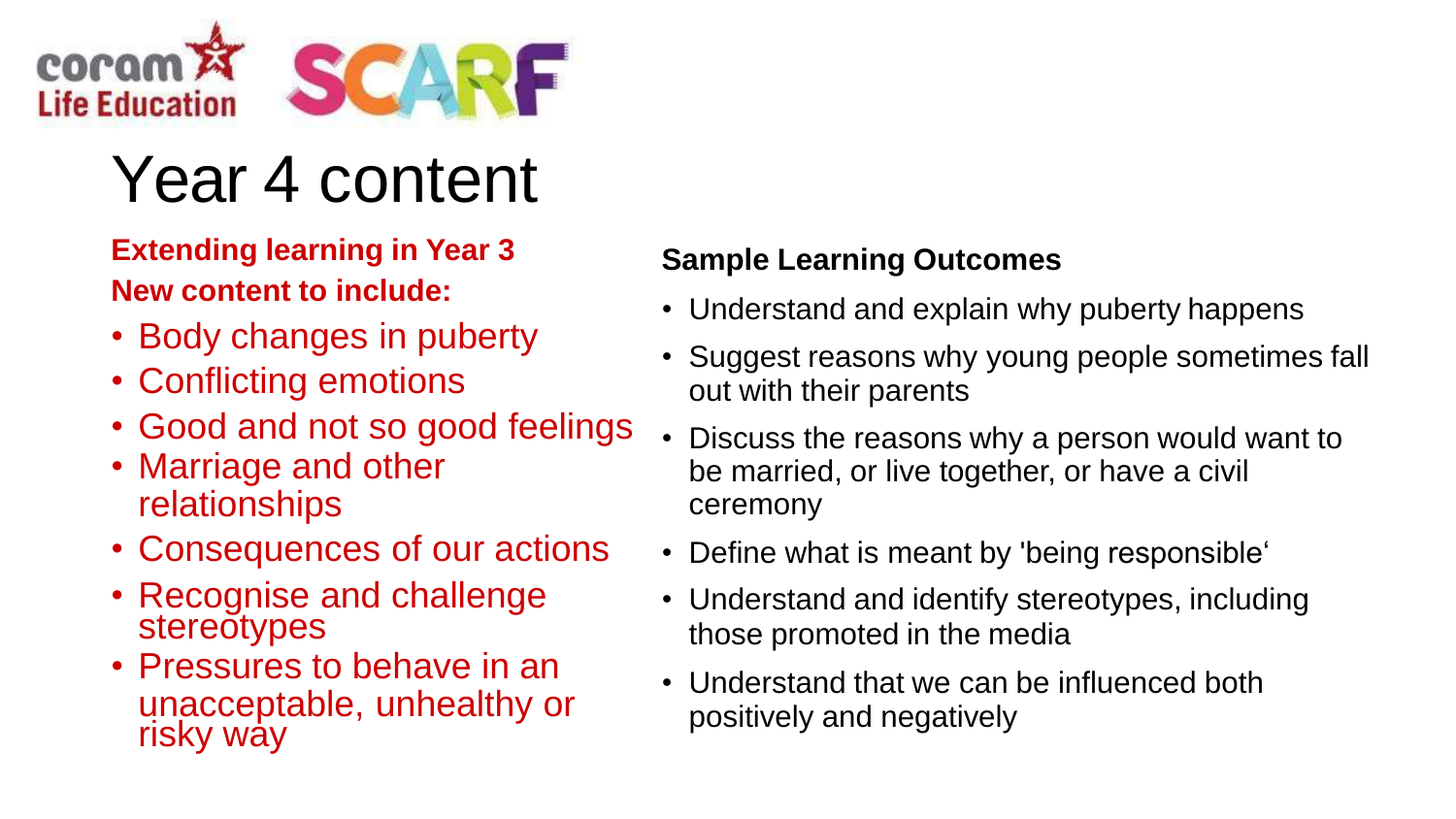coram Life Education SCARF

# Year 4 content

**Extending learning in Year 3**
**New content to include:**

- Body changes in puberty
- Conflicting emotions
- Good and not so good feelings
- Marriage and other relationships
- Consequences of our actions
- Recognise and challenge stereotypes
- Pressures to behave in an unacceptable, unhealthy or risky way

**Sample Learning Outcomes**

- Understand and explain why puberty happens
- Suggest reasons why young people sometimes fall out with their parents
- Discuss the reasons why a person would want to be married, or live together, or have a civil ceremony
- Define what is meant by 'being responsible'
- Understand and identify stereotypes, including those promoted in the media
- Understand that we can be influenced both positively and negatively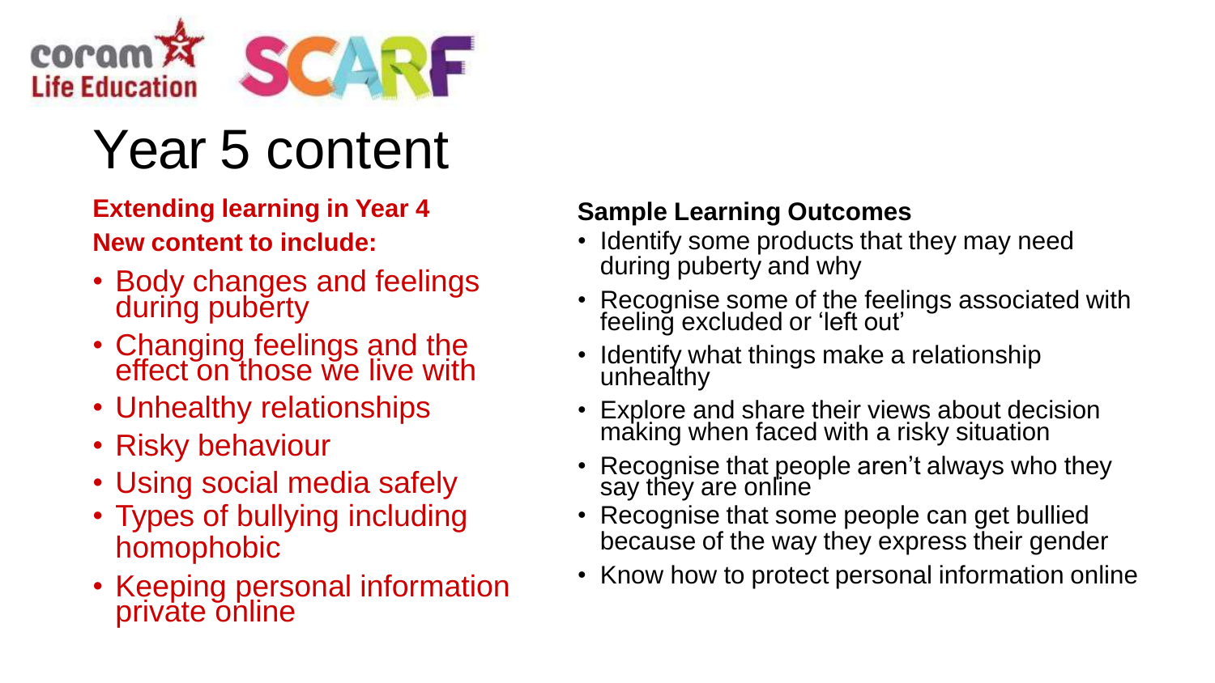coram Life Education SCARF

# Year 5 content

**Extending learning in Year 4**

**New content to include:**

- Body changes and feelings during puberty
- Changing feelings and the effect on those we live with
- Unhealthy relationships
- Risky behaviour
- Using social media safely
- Types of bullying including homophobic
- Keeping personal information private online

**Sample Learning Outcomes**

- Identify some products that they may need during puberty and why
- Recognise some of the feelings associated with feeling excluded or 'left out'
- Identify what things make a relationship unhealthy
- Explore and share their views about decision making when faced with a risky situation
- Recognise that people aren't always who they say they are online
- Recognise that some people can get bullied because of the way they express their gender
- Know how to protect personal information online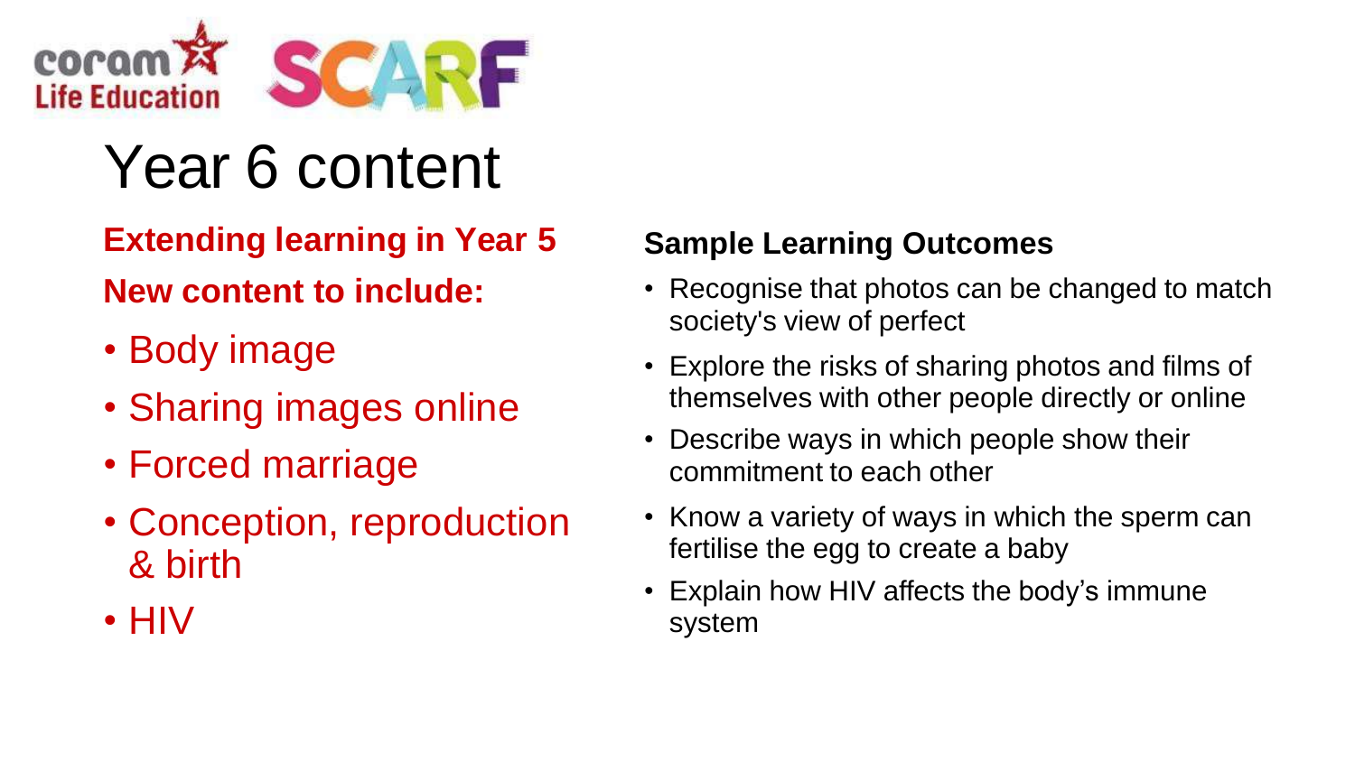# Year 6 content

**Extending learning in Year 5**

**New content to include:**

- Body image
- Sharing images online
- Forced marriage
- Conception, reproduction & birth
- HIV

**Sample Learning Outcomes**

- Recognise that photos can be changed to match society's view of perfect
- Explore the risks of sharing photos and films of themselves with other people directly or online
- Describe ways in which people show their commitment to each other
- Know a variety of ways in which the sperm can fertilise the egg to create a baby
- Explain how HIV affects the body's immune system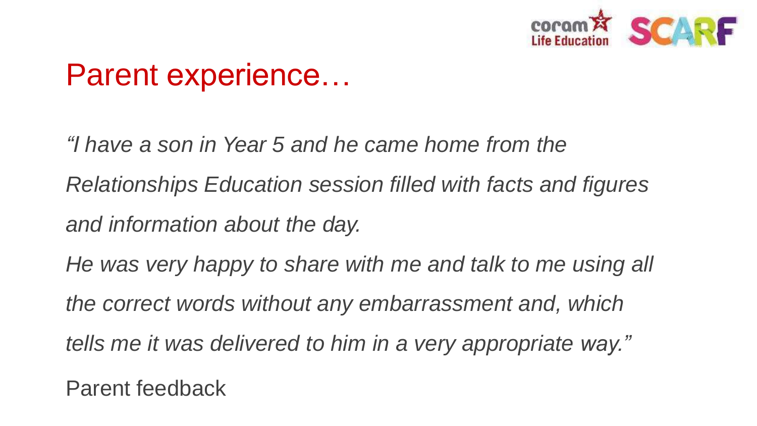# Parent experience…

*"I have a son in Year 5 and he came home from the Relationships Education session filled with facts and figures and information about the day.*

*He was very happy to share with me and talk to me using all the correct words without any embarrassment and, which tells me it was delivered to him in a very appropriate way."*

Parent feedback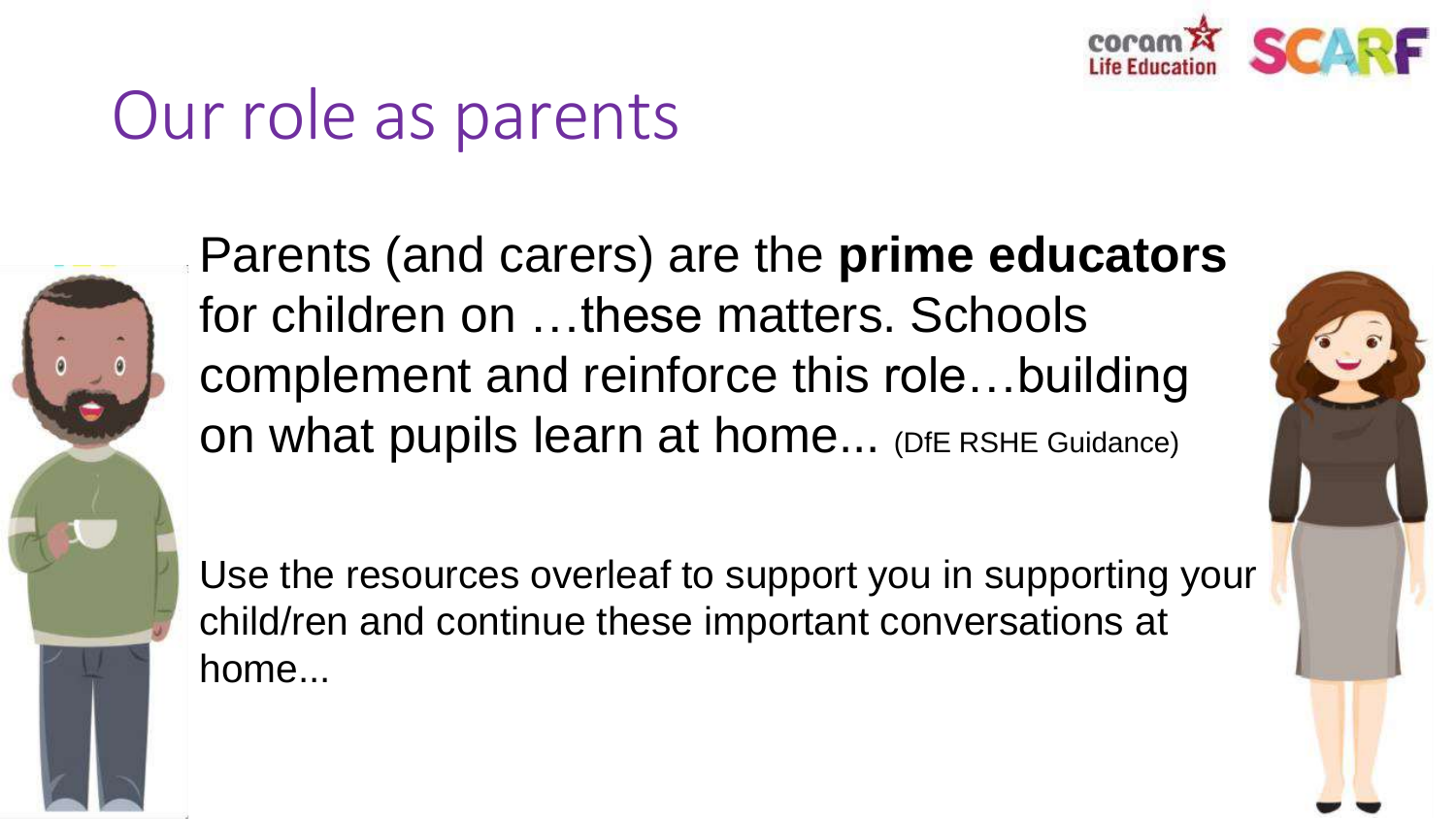# Our role as parents

Parents (and carers) are the **prime educators** for children on …these matters. Schools complement and reinforce this role…building on what pupils learn at home... (DfE RSHE Guidance)

Use the resources overleaf to support you in supporting your child/ren and continue these important conversations at home...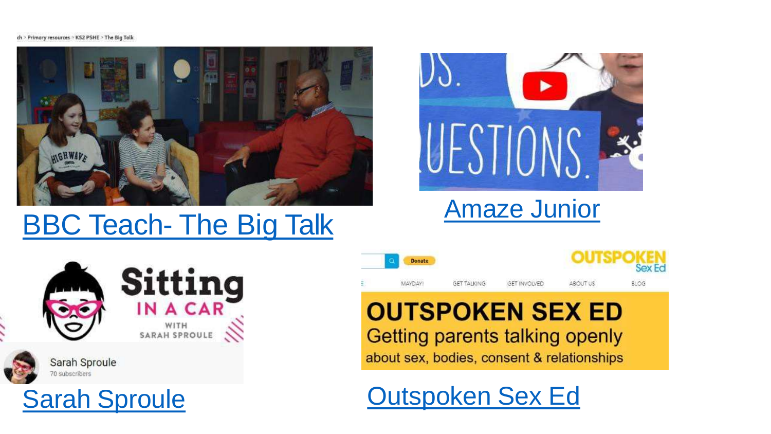BBC Teach- The Big Talk

Amaze Junior

Sarah Sproule

Outspoken Sex Ed